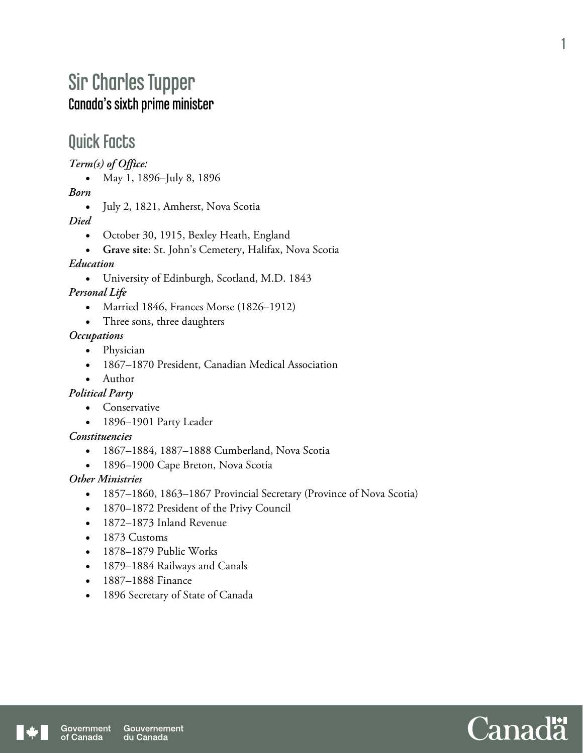# Sir Charles Tupper

## Canada's sixth prime minister

## Quick Facts

***Term(s) of Office:***

- May 1, 1896–July 8, 1896

***Born***

- July 2, 1821, Amherst, Nova Scotia

***Died***

- October 30, 1915, Bexley Heath, England
- **Grave site**: St. John's Cemetery, Halifax, Nova Scotia

***Education***

- University of Edinburgh, Scotland, M.D. 1843

***Personal Life***

- Married 1846, Frances Morse (1826–1912)
- Three sons, three daughters

***Occupations***

- Physician
- 1867–1870 President, Canadian Medical Association
- Author

***Political Party***

- Conservative
- 1896–1901 Party Leader

***Constituencies***

- 1867–1884, 1887–1888 Cumberland, Nova Scotia
- 1896–1900 Cape Breton, Nova Scotia

***Other Ministries***

- 1857–1860, 1863–1867 Provincial Secretary (Province of Nova Scotia)
- 1870–1872 President of the Privy Council
- 1872–1873 Inland Revenue
- 1873 Customs
- 1878–1879 Public Works
- 1879–1884 Railways and Canals
- 1887–1888 Finance
- 1896 Secretary of State of Canada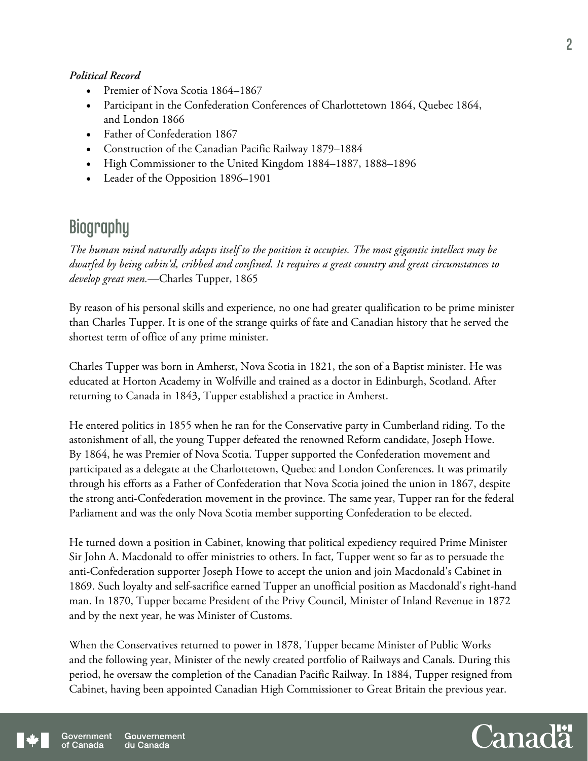***Political Record***

- Premier of Nova Scotia 1864–1867
- Participant in the Confederation Conferences of Charlottetown 1864, Quebec 1864, and London 1866
- Father of Confederation 1867
- Construction of the Canadian Pacific Railway 1879–1884
- High Commissioner to the United Kingdom 1884–1887, 1888–1896
- Leader of the Opposition 1896–1901

## Biography

*The human mind naturally adapts itself to the position it occupies. The most gigantic intellect may be dwarfed by being cabin'd, cribbed and confined. It requires a great country and great circumstances to develop great men.*—Charles Tupper, 1865

By reason of his personal skills and experience, no one had greater qualification to be prime minister than Charles Tupper. It is one of the strange quirks of fate and Canadian history that he served the shortest term of office of any prime minister.

Charles Tupper was born in Amherst, Nova Scotia in 1821, the son of a Baptist minister. He was educated at Horton Academy in Wolfville and trained as a doctor in Edinburgh, Scotland. After returning to Canada in 1843, Tupper established a practice in Amherst.

He entered politics in 1855 when he ran for the Conservative party in Cumberland riding. To the astonishment of all, the young Tupper defeated the renowned Reform candidate, Joseph Howe. By 1864, he was Premier of Nova Scotia. Tupper supported the Confederation movement and participated as a delegate at the Charlottetown, Quebec and London Conferences. It was primarily through his efforts as a Father of Confederation that Nova Scotia joined the union in 1867, despite the strong anti-Confederation movement in the province. The same year, Tupper ran for the federal Parliament and was the only Nova Scotia member supporting Confederation to be elected.

He turned down a position in Cabinet, knowing that political expediency required Prime Minister Sir John A. Macdonald to offer ministries to others. In fact, Tupper went so far as to persuade the anti-Confederation supporter Joseph Howe to accept the union and join Macdonald's Cabinet in 1869. Such loyalty and self-sacrifice earned Tupper an unofficial position as Macdonald's right-hand man. In 1870, Tupper became President of the Privy Council, Minister of Inland Revenue in 1872 and by the next year, he was Minister of Customs.

When the Conservatives returned to power in 1878, Tupper became Minister of Public Works and the following year, Minister of the newly created portfolio of Railways and Canals. During this period, he oversaw the completion of the Canadian Pacific Railway. In 1884, Tupper resigned from Cabinet, having been appointed Canadian High Commissioner to Great Britain the previous year.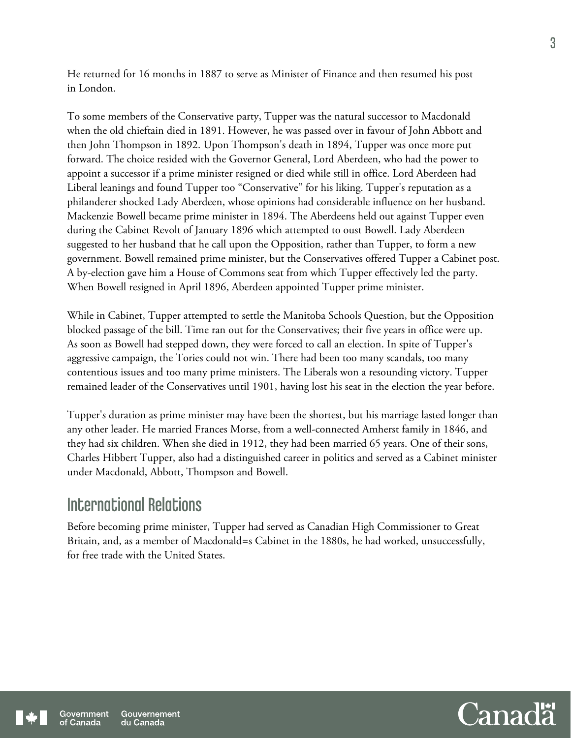He returned for 16 months in 1887 to serve as Minister of Finance and then resumed his post in London.

To some members of the Conservative party, Tupper was the natural successor to Macdonald when the old chieftain died in 1891. However, he was passed over in favour of John Abbott and then John Thompson in 1892. Upon Thompson's death in 1894, Tupper was once more put forward. The choice resided with the Governor General, Lord Aberdeen, who had the power to appoint a successor if a prime minister resigned or died while still in office. Lord Aberdeen had Liberal leanings and found Tupper too "Conservative" for his liking. Tupper's reputation as a philanderer shocked Lady Aberdeen, whose opinions had considerable influence on her husband. Mackenzie Bowell became prime minister in 1894. The Aberdeens held out against Tupper even during the Cabinet Revolt of January 1896 which attempted to oust Bowell. Lady Aberdeen suggested to her husband that he call upon the Opposition, rather than Tupper, to form a new government. Bowell remained prime minister, but the Conservatives offered Tupper a Cabinet post. A by-election gave him a House of Commons seat from which Tupper effectively led the party. When Bowell resigned in April 1896, Aberdeen appointed Tupper prime minister.

While in Cabinet, Tupper attempted to settle the Manitoba Schools Question, but the Opposition blocked passage of the bill. Time ran out for the Conservatives; their five years in office were up. As soon as Bowell had stepped down, they were forced to call an election. In spite of Tupper's aggressive campaign, the Tories could not win. There had been too many scandals, too many contentious issues and too many prime ministers. The Liberals won a resounding victory. Tupper remained leader of the Conservatives until 1901, having lost his seat in the election the year before.

Tupper's duration as prime minister may have been the shortest, but his marriage lasted longer than any other leader. He married Frances Morse, from a well-connected Amherst family in 1846, and they had six children. When she died in 1912, they had been married 65 years. One of their sons, Charles Hibbert Tupper, also had a distinguished career in politics and served as a Cabinet minister under Macdonald, Abbott, Thompson and Bowell.

## International Relations

Before becoming prime minister, Tupper had served as Canadian High Commissioner to Great Britain, and, as a member of Macdonald=s Cabinet in the 1880s, he had worked, unsuccessfully, for free trade with the United States.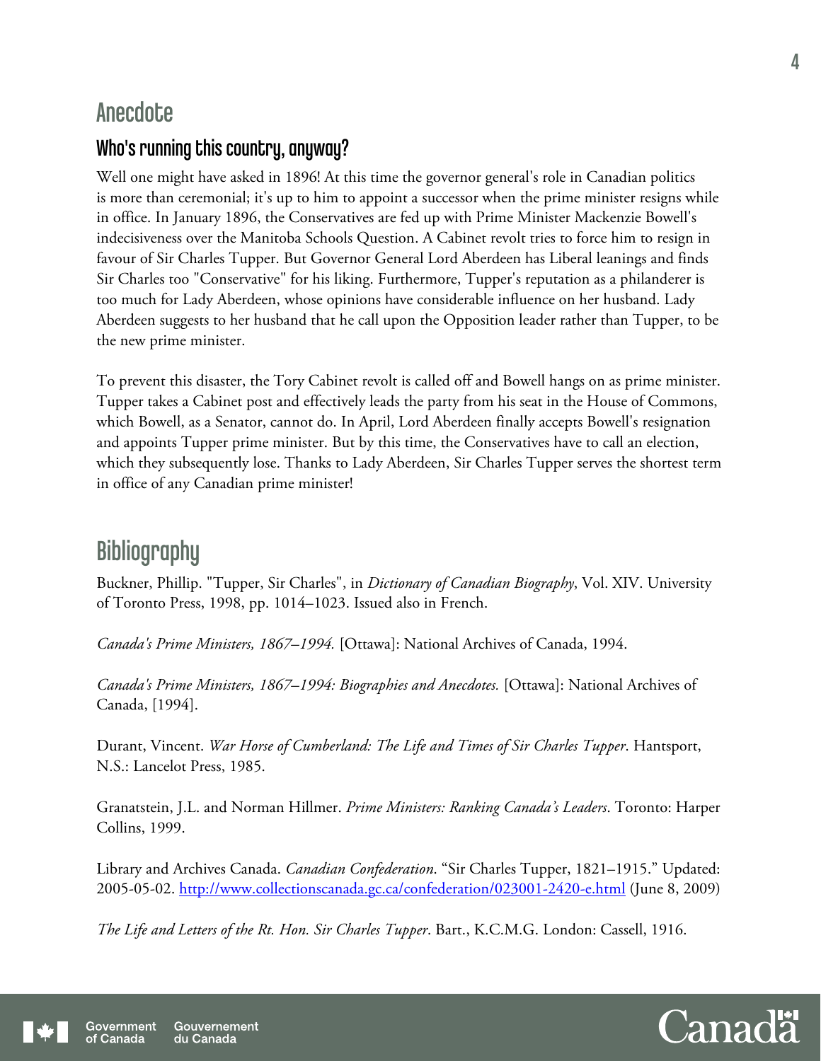## Anecdote

### Who's running this country, anyway?

Well one might have asked in 1896! At this time the governor general's role in Canadian politics is more than ceremonial; it's up to him to appoint a successor when the prime minister resigns while in office. In January 1896, the Conservatives are fed up with Prime Minister Mackenzie Bowell's indecisiveness over the Manitoba Schools Question. A Cabinet revolt tries to force him to resign in favour of Sir Charles Tupper. But Governor General Lord Aberdeen has Liberal leanings and finds Sir Charles too "Conservative" for his liking. Furthermore, Tupper's reputation as a philanderer is too much for Lady Aberdeen, whose opinions have considerable influence on her husband. Lady Aberdeen suggests to her husband that he call upon the Opposition leader rather than Tupper, to be the new prime minister.

To prevent this disaster, the Tory Cabinet revolt is called off and Bowell hangs on as prime minister. Tupper takes a Cabinet post and effectively leads the party from his seat in the House of Commons, which Bowell, as a Senator, cannot do. In April, Lord Aberdeen finally accepts Bowell's resignation and appoints Tupper prime minister. But by this time, the Conservatives have to call an election, which they subsequently lose. Thanks to Lady Aberdeen, Sir Charles Tupper serves the shortest term in office of any Canadian prime minister!

## Bibliography

Buckner, Phillip. "Tupper, Sir Charles", in *Dictionary of Canadian Biography*, Vol. XIV. University of Toronto Press, 1998, pp. 1014–1023. Issued also in French.

*Canada's Prime Ministers, 1867–1994.* [Ottawa]: National Archives of Canada, 1994.

*Canada's Prime Ministers, 1867–1994: Biographies and Anecdotes.* [Ottawa]: National Archives of Canada, [1994].

Durant, Vincent. *War Horse of Cumberland: The Life and Times of Sir Charles Tupper*. Hantsport, N.S.: Lancelot Press, 1985.

Granatstein, J.L. and Norman Hillmer. *Prime Ministers: Ranking Canada's Leaders*. Toronto: Harper Collins, 1999.

Library and Archives Canada. *Canadian Confederation*. "Sir Charles Tupper, 1821–1915." Updated: 2005-05-02. http://www.collectionscanada.gc.ca/confederation/023001-2420-e.html (June 8, 2009)

*The Life and Letters of the Rt. Hon. Sir Charles Tupper*. Bart., K.C.M.G. London: Cassell, 1916.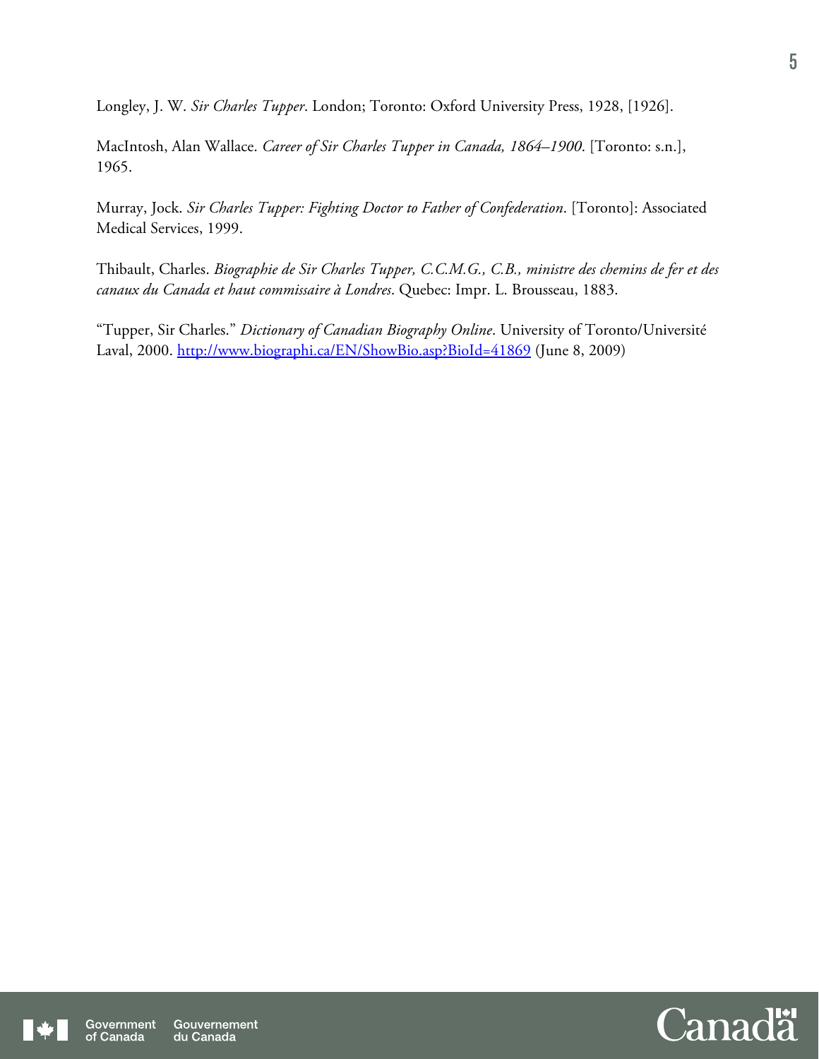Longley, J. W. *Sir Charles Tupper*. London; Toronto: Oxford University Press, 1928, [1926].

MacIntosh, Alan Wallace. *Career of Sir Charles Tupper in Canada, 1864–1900*. [Toronto: s.n.], 1965.

Murray, Jock. *Sir Charles Tupper: Fighting Doctor to Father of Confederation*. [Toronto]: Associated Medical Services, 1999.

Thibault, Charles. *Biographie de Sir Charles Tupper, C.C.M.G., C.B., ministre des chemins de fer et des canaux du Canada et haut commissaire à Londres*. Quebec: Impr. L. Brousseau, 1883.

"Tupper, Sir Charles." *Dictionary of Canadian Biography Online*. University of Toronto/Université Laval, 2000. http://www.biographi.ca/EN/ShowBio.asp?BioId=41869 (June 8, 2009)